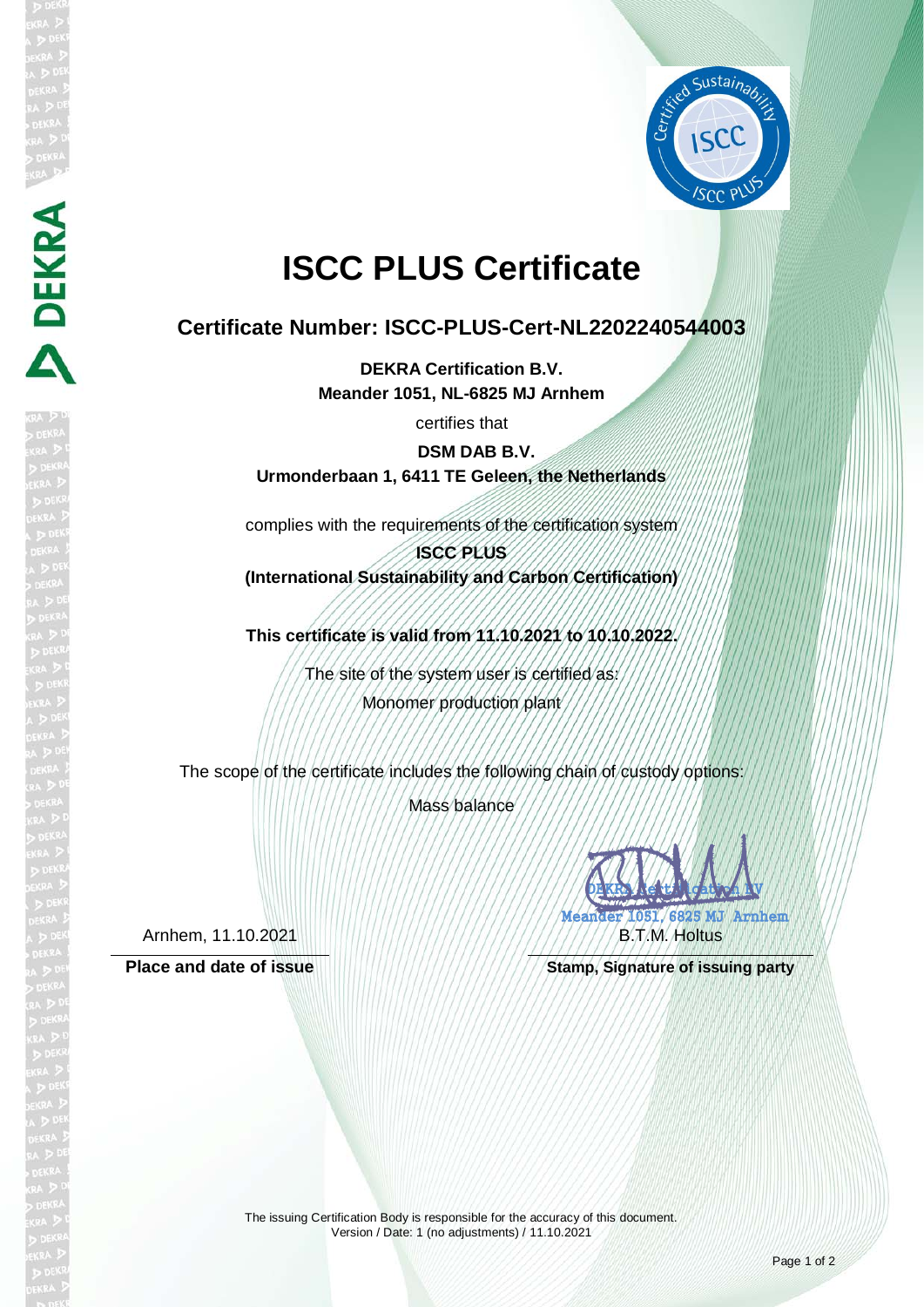# ISCC PLUS Certificate

## Certificate Number: ISCC-PLUS-Cert-NL2202240544003

**DEKRA Certification B.V.**
**Meander 1051, NL-6825 MJ Arnhem**

certifies that

**DSM DAB B.V.**
**Urmonderbaan 1, 6411 TE Geleen, the Netherlands**

complies with the requirements of the certification system

**ISCC PLUS**
**(International Sustainability and Carbon Certification)**

**This certificate is valid from 11.10.2021 to 10.10.2022.**

The site of the system user is certified as:
Monomer production plant

The scope of the certificate includes the following chain of custody options:

Mass balance

DEKRA Certification BV
Meander 1051, 6825 MJ Arnhem

Arnhem, 11.10.2021 — B.T.M. Holtus

**Place and date of issue** — **Stamp, Signature of issuing party**

The issuing Certification Body is responsible for the accuracy of this document.
Version / Date: 1 (no adjustments) / 11.10.2021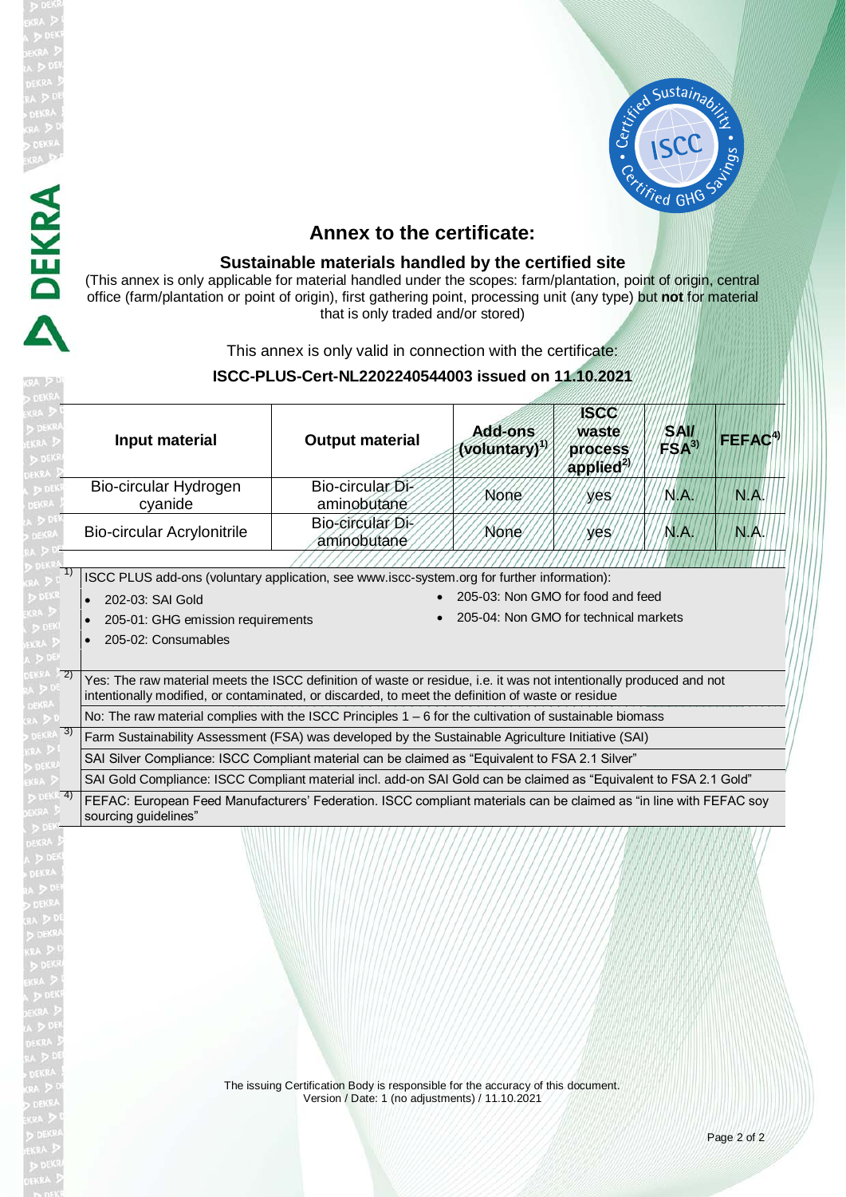## Annex to the certificate:

### Sustainable materials handled by the certified site

(This annex is only applicable for material handled under the scopes: farm/plantation, point of origin, central office (farm/plantation or point of origin), first gathering point, processing unit (any type) but **not** for material that is only traded and/or stored)

This annex is only valid in connection with the certificate:

**ISCC-PLUS-Cert-NL2202240544003 issued on 11.10.2021**

| Input material | Output material | Add-ons (voluntary)[1] | ISCC waste process applied[2] | SAI/ FSA[3] | FEFAC[4] |
|---|---|---|---|---|---|
| Bio-circular Hydrogen cyanide | Bio-circular Di-aminobutane | None | yes | N.A. | N.A. |
| Bio-circular Acrylonitrile | Bio-circular Di-aminobutane | None | yes | N.A. | N.A. |

1) ISCC PLUS add-ons (voluntary application, see www.iscc-system.org for further information):

- 202-03: SAI Gold
- 205-01: GHG emission requirements
- 205-02: Consumables
- 205-03: Non GMO for food and feed
- 205-04: Non GMO for technical markets

2) Yes: The raw material meets the ISCC definition of waste or residue, i.e. it was not intentionally produced and not intentionally modified, or contaminated, or discarded, to meet the definition of waste or residue

No: The raw material complies with the ISCC Principles 1 – 6 for the cultivation of sustainable biomass

3) Farm Sustainability Assessment (FSA) was developed by the Sustainable Agriculture Initiative (SAI)

SAI Silver Compliance: ISCC Compliant material can be claimed as "Equivalent to FSA 2.1 Silver"

SAI Gold Compliance: ISCC Compliant material incl. add-on SAI Gold can be claimed as "Equivalent to FSA 2.1 Gold"

4) FEFAC: European Feed Manufacturers' Federation. ISCC compliant materials can be claimed as "in line with FEFAC soy sourcing guidelines"

The issuing Certification Body is responsible for the accuracy of this document.
Version / Date: 1 (no adjustments) / 11.10.2021